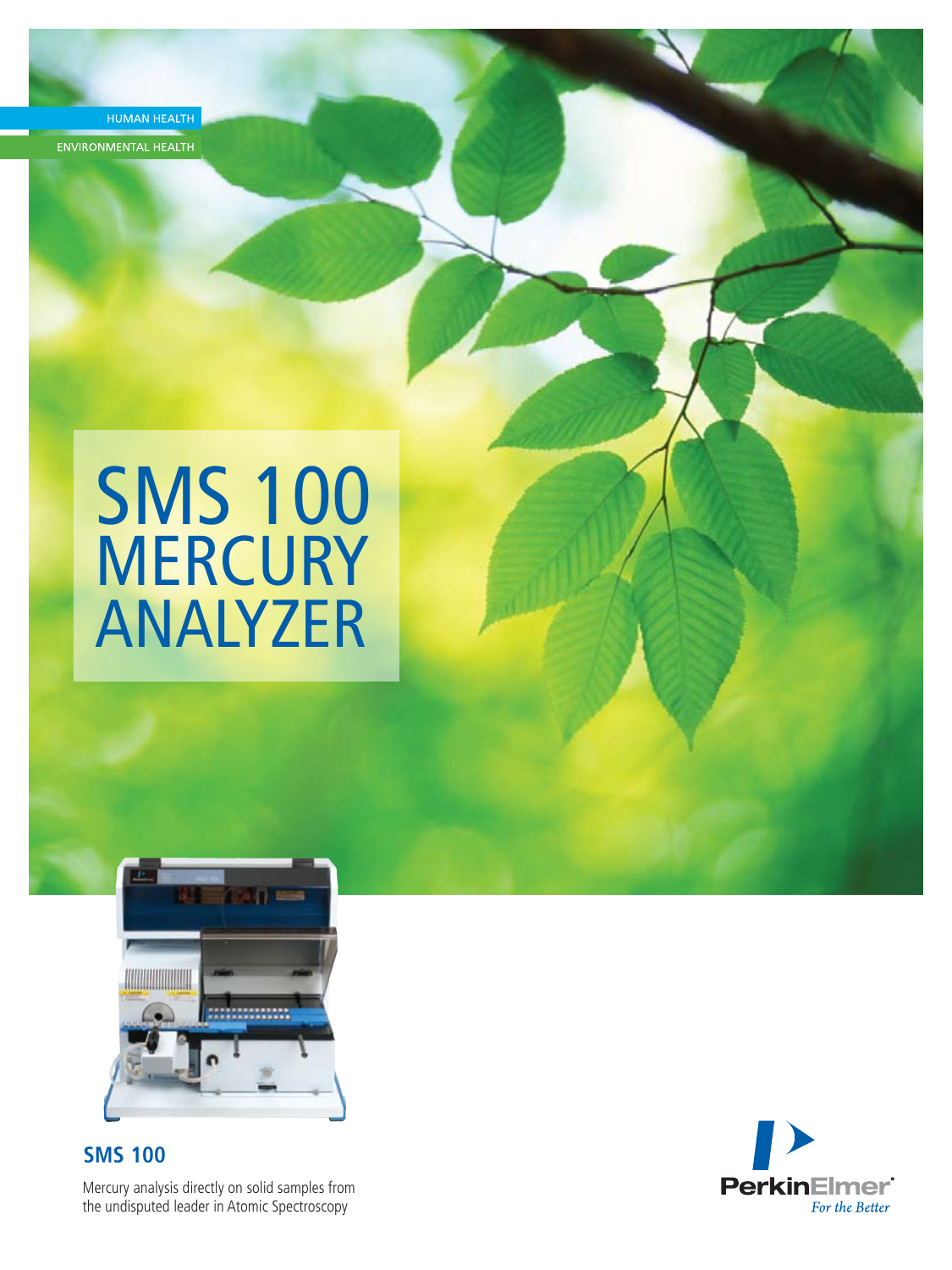HUMAN HEALTH

ENVIRONMENTAL HEALTH

# SMS 100 MERCURY ANALYZER

## SMS 100

Mercury analysis directly on solid samples from the undisputed leader in Atomic Spectroscopy

PerkinElmer®
*For the Better*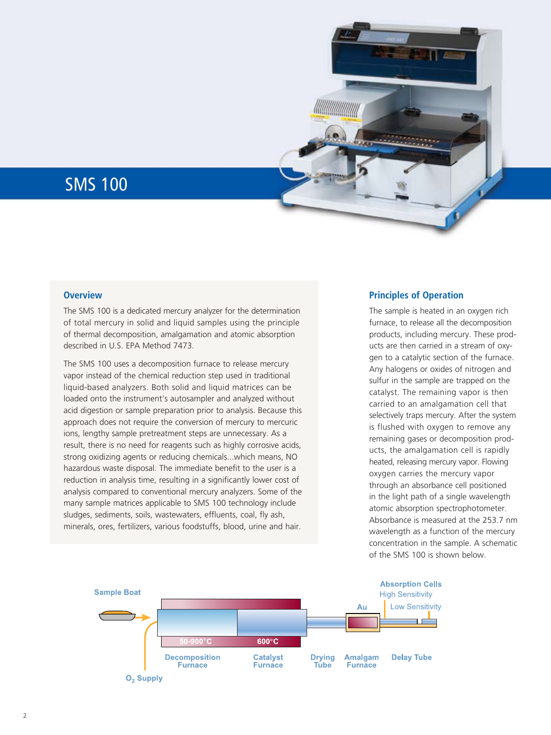# SMS 100

## Overview

The SMS 100 is a dedicated mercury analyzer for the determination of total mercury in solid and liquid samples using the principle of thermal decomposition, amalgamation and atomic absorption described in U.S. EPA Method 7473.

The SMS 100 uses a decomposition furnace to release mercury vapor instead of the chemical reduction step used in traditional liquid-based analyzers. Both solid and liquid matrices can be loaded onto the instrument's autosampler and analyzed without acid digestion or sample preparation prior to analysis. Because this approach does not require the conversion of mercury to mercuric ions, lengthy sample pretreatment steps are unnecessary. As a result, there is no need for reagents such as highly corrosive acids, strong oxidizing agents or reducing chemicals...which means, NO hazardous waste disposal. The immediate benefit to the user is a reduction in analysis time, resulting in a significantly lower cost of analysis compared to conventional mercury analyzers. Some of the many sample matrices applicable to SMS 100 technology include sludges, sediments, soils, wastewaters, effluents, coal, fly ash, minerals, ores, fertilizers, various foodstuffs, blood, urine and hair.

## Principles of Operation

The sample is heated in an oxygen rich furnace, to release all the decomposition products, including mercury. These products are then carried in a stream of oxygen to a catalytic section of the furnace. Any halogens or oxides of nitrogen and sulfur in the sample are trapped on the catalyst. The remaining vapor is then carried to an amalgamation cell that selectively traps mercury. After the system is flushed with oxygen to remove any remaining gases or decomposition products, the amalgamation cell is rapidly heated, releasing mercury vapor. Flowing oxygen carries the mercury vapor through an absorbance cell positioned in the light path of a single wavelength atomic absorption spectrophotometer. Absorbance is measured at the 253.7 nm wavelength as a function of the mercury concentration in the sample. A schematic of the SMS 100 is shown below.

Sample Boat | 50-900°C Decomposition Furnace | 600°C Catalyst Furnace | Drying Tube | Au Amalgam Furnace | Absorption Cells: High Sensitivity, Low Sensitivity | Delay Tube | $O_2$ Supply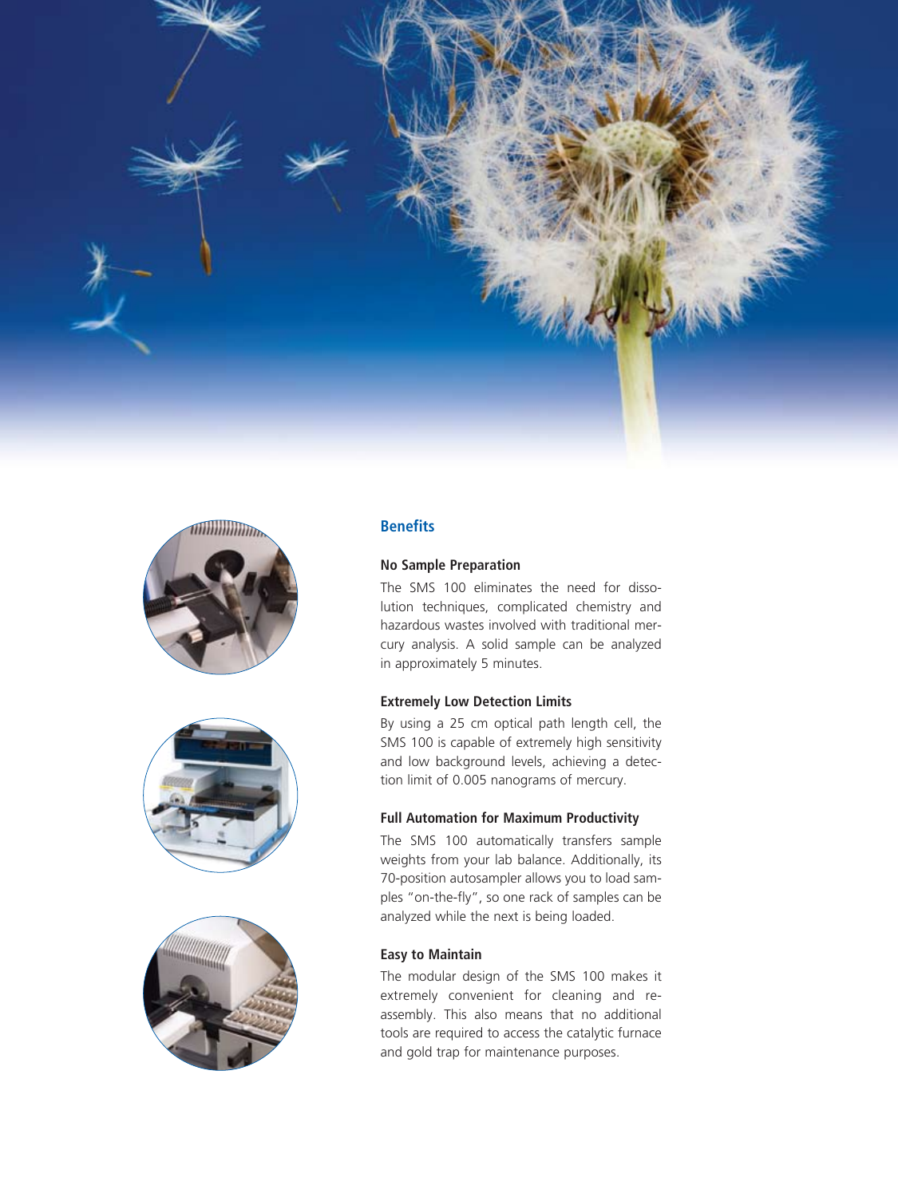## Benefits

### No Sample Preparation

The SMS 100 eliminates the need for dissolution techniques, complicated chemistry and hazardous wastes involved with traditional mercury analysis. A solid sample can be analyzed in approximately 5 minutes.

### Extremely Low Detection Limits

By using a 25 cm optical path length cell, the SMS 100 is capable of extremely high sensitivity and low background levels, achieving a detection limit of 0.005 nanograms of mercury.

### Full Automation for Maximum Productivity

The SMS 100 automatically transfers sample weights from your lab balance. Additionally, its 70-position autosampler allows you to load samples "on-the-fly", so one rack of samples can be analyzed while the next is being loaded.

### Easy to Maintain

The modular design of the SMS 100 makes it extremely convenient for cleaning and re-assembly. This also means that no additional tools are required to access the catalytic furnace and gold trap for maintenance purposes.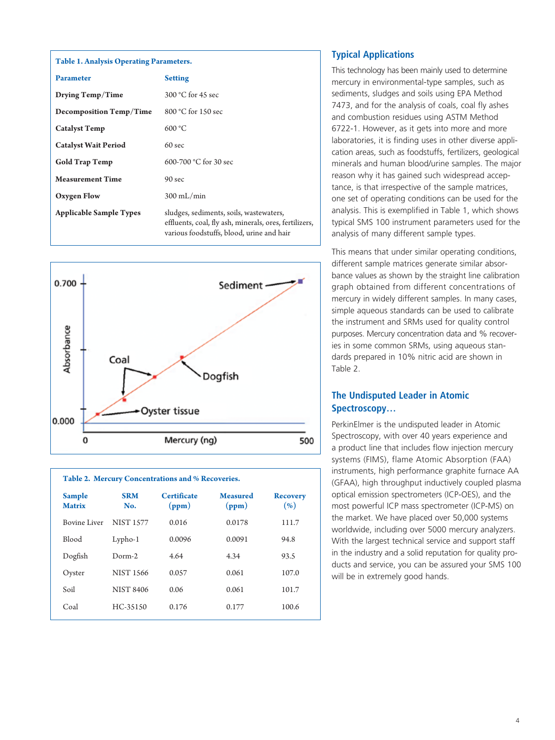**Table 1. Analysis Operating Parameters.**

| Parameter | Setting |
|---|---|
| Drying Temp/Time | 300 °C for 45 sec |
| Decomposition Temp/Time | 800 °C for 150 sec |
| Catalyst Temp | 600 °C |
| Catalyst Wait Period | 60 sec |
| Gold Trap Temp | 600-700 °C for 30 sec |
| Measurement Time | 90 sec |
| Oxygen Flow | 300 mL/min |
| Applicable Sample Types | sludges, sediments, soils, wastewaters, effluents, coal, fly ash, minerals, ores, fertilizers, various foodstuffs, blood, urine and hair |

**Table 2. Mercury Concentrations and % Recoveries.**

| Sample Matrix | SRM No. | Certificate (ppm) | Measured (ppm) | Recovery (%) |
|---|---|---|---|---|
| Bovine Liver | NIST 1577 | 0.016 | 0.0178 | 111.7 |
| Blood | Lypho-1 | 0.0096 | 0.0091 | 94.8 |
| Dogfish | Dorm-2 | 4.64 | 4.34 | 93.5 |
| Oyster | NIST 1566 | 0.057 | 0.061 | 107.0 |
| Soil | NIST 8406 | 0.06 | 0.061 | 101.7 |
| Coal | HC-35150 | 0.176 | 0.177 | 100.6 |

## Typical Applications

This technology has been mainly used to determine mercury in environmental-type samples, such as sediments, sludges and soils using EPA Method 7473, and for the analysis of coals, coal fly ashes and combustion residues using ASTM Method 6722-1. However, as it gets into more and more laboratories, it is finding uses in other diverse application areas, such as foodstuffs, fertilizers, geological minerals and human blood/urine samples. The major reason why it has gained such widespread acceptance, is that irrespective of the sample matrices, one set of operating conditions can be used for the analysis. This is exemplified in Table 1, which shows typical SMS 100 instrument parameters used for the analysis of many different sample types.

This means that under similar operating conditions, different sample matrices generate similar absorbance values as shown by the straight line calibration graph obtained from different concentrations of mercury in widely different samples. In many cases, simple aqueous standards can be used to calibrate the instrument and SRMs used for quality control purposes. Mercury concentration data and % recoveries in some common SRMs, using aqueous standards prepared in 10% nitric acid are shown in Table 2.

## The Undisputed Leader in Atomic Spectroscopy…

PerkinElmer is the undisputed leader in Atomic Spectroscopy, with over 40 years experience and a product line that includes flow injection mercury systems (FIMS), flame Atomic Absorption (FAA) instruments, high performance graphite furnace AA (GFAA), high throughput inductively coupled plasma optical emission spectrometers (ICP-OES), and the most powerful ICP mass spectrometer (ICP-MS) on the market. We have placed over 50,000 systems worldwide, including over 5000 mercury analyzers. With the largest technical service and support staff in the industry and a solid reputation for quality products and service, you can be assured your SMS 100 will be in extremely good hands.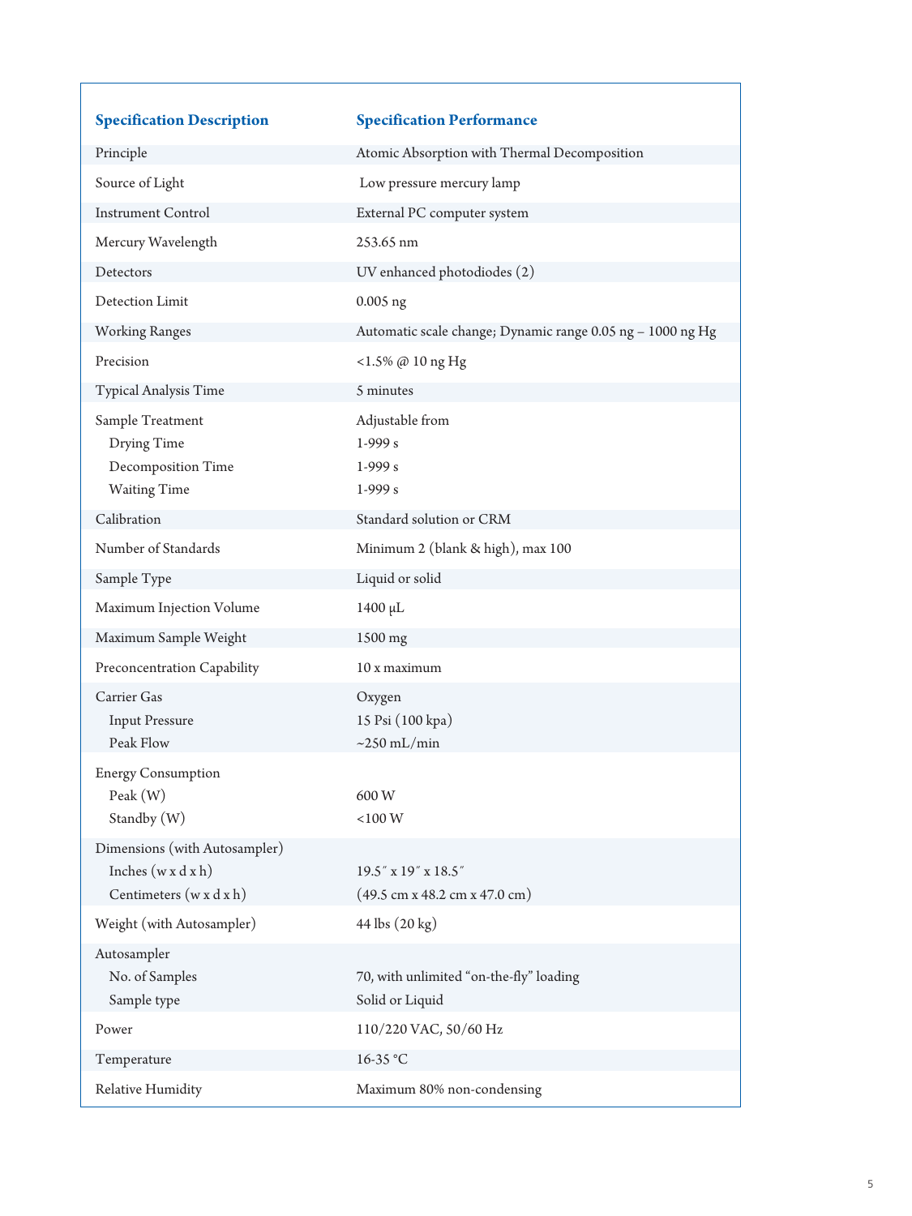| Specification Description | Specification Performance |
|---|---|
| Principle | Atomic Absorption with Thermal Decomposition |
| Source of Light | Low pressure mercury lamp |
| Instrument Control | External PC computer system |
| Mercury Wavelength | 253.65 nm |
| Detectors | UV enhanced photodiodes (2) |
| Detection Limit | 0.005 ng |
| Working Ranges | Automatic scale change; Dynamic range 0.05 ng – 1000 ng Hg |
| Precision | <1.5% @ 10 ng Hg |
| Typical Analysis Time | 5 minutes |
| Sample Treatment | Adjustable from |
| Drying Time | 1-999 s |
| Decomposition Time | 1-999 s |
| Waiting Time | 1-999 s |
| Calibration | Standard solution or CRM |
| Number of Standards | Minimum 2 (blank & high), max 100 |
| Sample Type | Liquid or solid |
| Maximum Injection Volume | 1400 µL |
| Maximum Sample Weight | 1500 mg |
| Preconcentration Capability | 10 x maximum |
| Carrier Gas | Oxygen |
| Input Pressure | 15 Psi (100 kpa) |
| Peak Flow | ~250 mL/min |
| Energy Consumption | |
| Peak (W) | 600 W |
| Standby (W) | <100 W |
| Dimensions (with Autosampler) | |
| Inches (w x d x h) | 19.5″ x 19″ x 18.5″ |
| Centimeters (w x d x h) | (49.5 cm x 48.2 cm x 47.0 cm) |
| Weight (with Autosampler) | 44 lbs (20 kg) |
| Autosampler | |
| No. of Samples | 70, with unlimited "on-the-fly" loading |
| Sample type | Solid or Liquid |
| Power | 110/220 VAC, 50/60 Hz |
| Temperature | 16-35 °C |
| Relative Humidity | Maximum 80% non-condensing |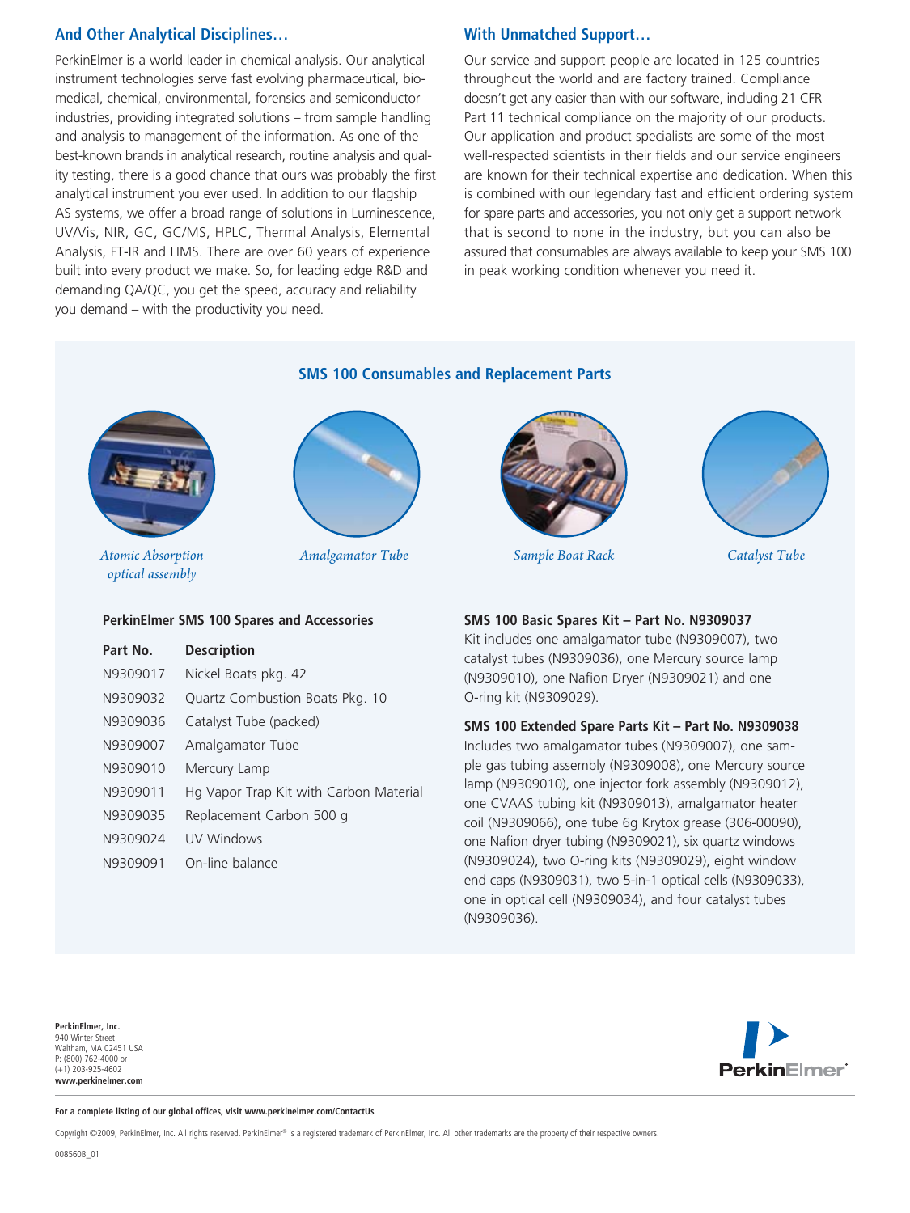## And Other Analytical Disciplines…

PerkinElmer is a world leader in chemical analysis. Our analytical instrument technologies serve fast evolving pharmaceutical, biomedical, chemical, environmental, forensics and semiconductor industries, providing integrated solutions – from sample handling and analysis to management of the information. As one of the best-known brands in analytical research, routine analysis and quality testing, there is a good chance that ours was probably the first analytical instrument you ever used. In addition to our flagship AS systems, we offer a broad range of solutions in Luminescence, UV/Vis, NIR, GC, GC/MS, HPLC, Thermal Analysis, Elemental Analysis, FT-IR and LIMS. There are over 60 years of experience built into every product we make. So, for leading edge R&D and demanding QA/QC, you get the speed, accuracy and reliability you demand – with the productivity you need.

## With Unmatched Support…

Our service and support people are located in 125 countries throughout the world and are factory trained. Compliance doesn't get any easier than with our software, including 21 CFR Part 11 technical compliance on the majority of our products. Our application and product specialists are some of the most well-respected scientists in their fields and our service engineers are known for their technical expertise and dedication. When this is combined with our legendary fast and efficient ordering system for spare parts and accessories, you not only get a support network that is second to none in the industry, but you can also be assured that consumables are always available to keep your SMS 100 in peak working condition whenever you need it.

## SMS 100 Consumables and Replacement Parts

*Atomic Absorption optical assembly*

*Amalgamator Tube*

*Sample Boat Rack*

*Catalyst Tube*

### PerkinElmer SMS 100 Spares and Accessories

| Part No. | Description |
|---|---|
| N9309017 | Nickel Boats pkg. 42 |
| N9309032 | Quartz Combustion Boats Pkg. 10 |
| N9309036 | Catalyst Tube (packed) |
| N9309007 | Amalgamator Tube |
| N9309010 | Mercury Lamp |
| N9309011 | Hg Vapor Trap Kit with Carbon Material |
| N9309035 | Replacement Carbon 500 g |
| N9309024 | UV Windows |
| N9309091 | On-line balance |

**SMS 100 Basic Spares Kit – Part No. N9309037**
Kit includes one amalgamator tube (N9309007), two catalyst tubes (N9309036), one Mercury source lamp (N9309010), one Nafion Dryer (N9309021) and one O-ring kit (N9309029).

**SMS 100 Extended Spare Parts Kit – Part No. N9309038**
Includes two amalgamator tubes (N9309007), one sample gas tubing assembly (N9309008), one Mercury source lamp (N9309010), one injector fork assembly (N9309012), one CVAAS tubing kit (N9309013), amalgamator heater coil (N9309066), one tube 6g Krytox grease (306-00090), one Nafion dryer tubing (N9309021), six quartz windows (N9309024), two O-ring kits (N9309029), eight window end caps (N9309031), two 5-in-1 optical cells (N9309033), one in optical cell (N9309034), and four catalyst tubes (N9309036).

**PerkinElmer, Inc.**
940 Winter Street
Waltham, MA 02451 USA
P: (800) 762-4000 or
(+1) 203-925-4602
**www.perkinelmer.com**

PerkinElmer®

**For a complete listing of our global offices, visit www.perkinelmer.com/ContactUs**

Copyright ©2009, PerkinElmer, Inc. All rights reserved. PerkinElmer® is a registered trademark of PerkinElmer, Inc. All other trademarks are the property of their respective owners.

008560B_01